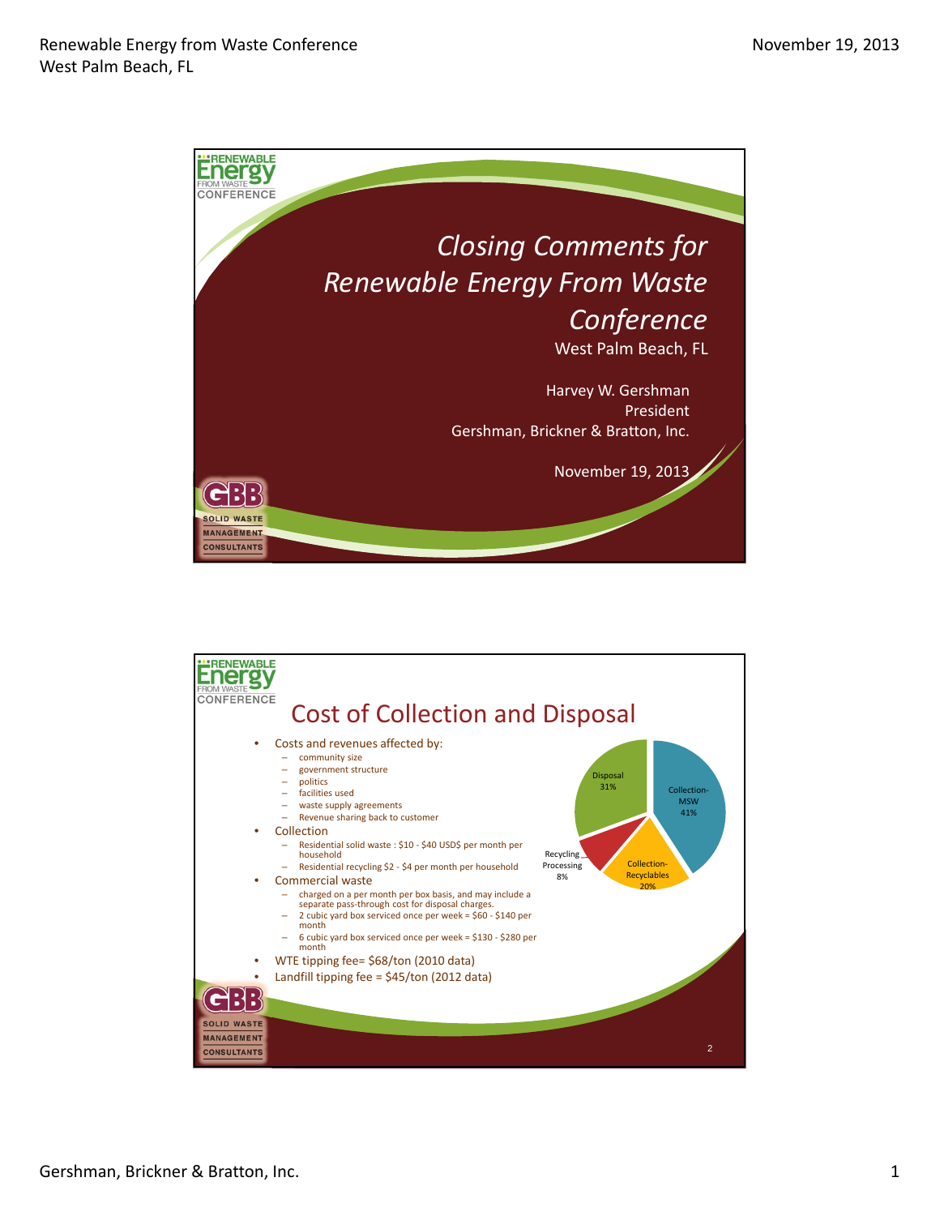# Closing Comments for Renewable Energy From Waste Conference

West Palm Beach, FL

Harvey W. Gershman
President
Gershman, Brickner & Bratton, Inc.

November 19, 2013

## Cost of Collection and Disposal

- Costs and revenues affected by:
  - community size
  - government structure
  - politics
  - facilities used
  - waste supply agreements
  - Revenue sharing back to customer
- Collection
  - Residential solid waste : $10 - $40 USD$ per month per household
  - Residential recycling $2 - $4 per month per household
- Commercial waste
  - charged on a per month per box basis, and may include a separate pass-through cost for disposal charges.
  - 2 cubic yard box serviced once per week = $60 - $140 per month
  - 6 cubic yard box serviced once per week = $130 - $280 per month
- WTE tipping fee= $68/ton (2010 data)
- Landfill tipping fee = $45/ton (2012 data)

| Category | Share |
| --- | --- |
| Collection-MSW | 41% |
| Collection-Recyclables | 20% |
| Recycling Processing | 8% |
| Disposal | 31% |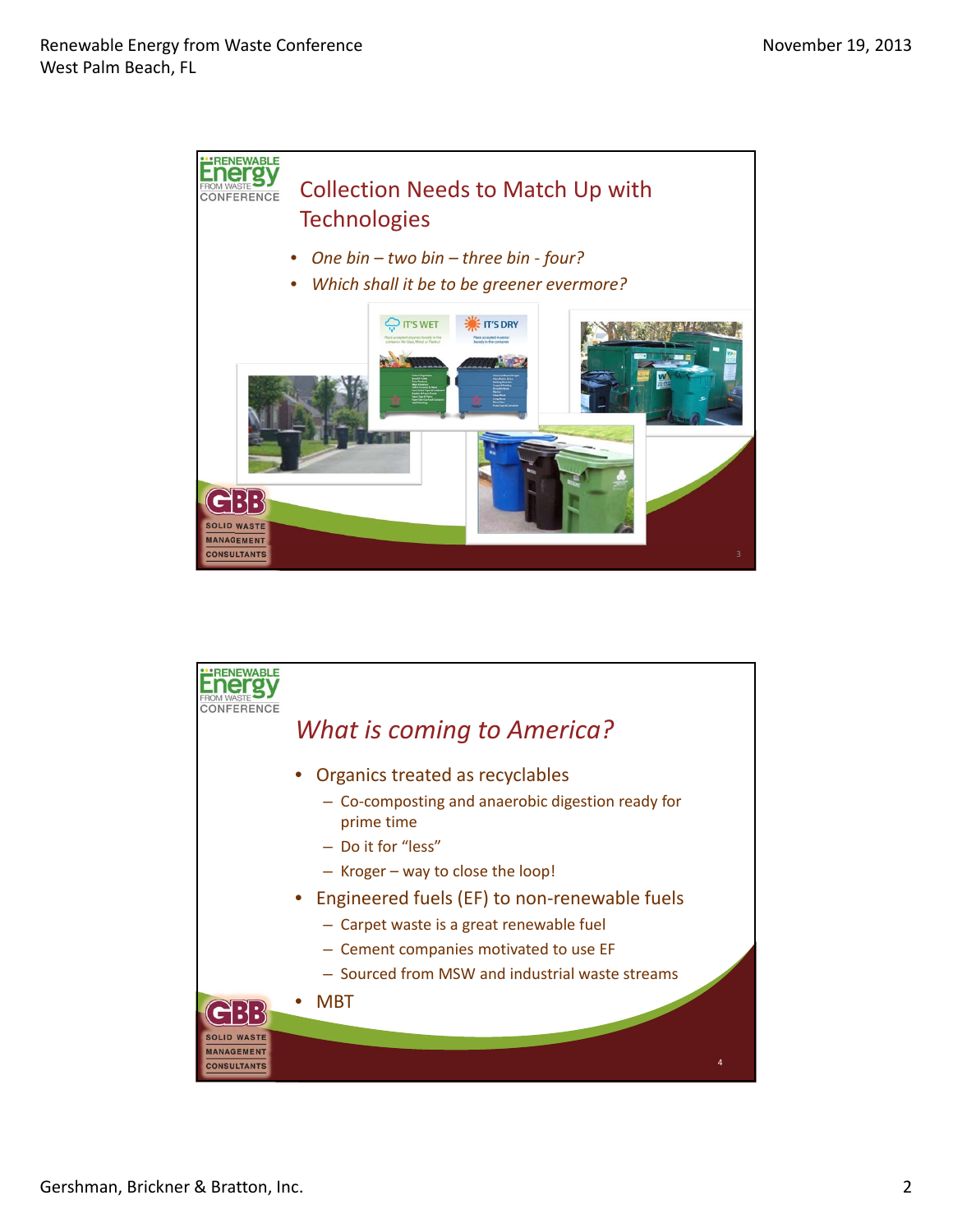## Collection Needs to Match Up with Technologies

- *One bin – two bin – three bin - four?*
- *Which shall it be to be greener evermore?*

## *What is coming to America?*

- Organics treated as recyclables
  - Co-composting and anaerobic digestion ready for prime time
  - Do it for "less"
  - Kroger – way to close the loop!
- Engineered fuels (EF) to non-renewable fuels
  - Carpet waste is a great renewable fuel
  - Cement companies motivated to use EF
  - Sourced from MSW and industrial waste streams
- MBT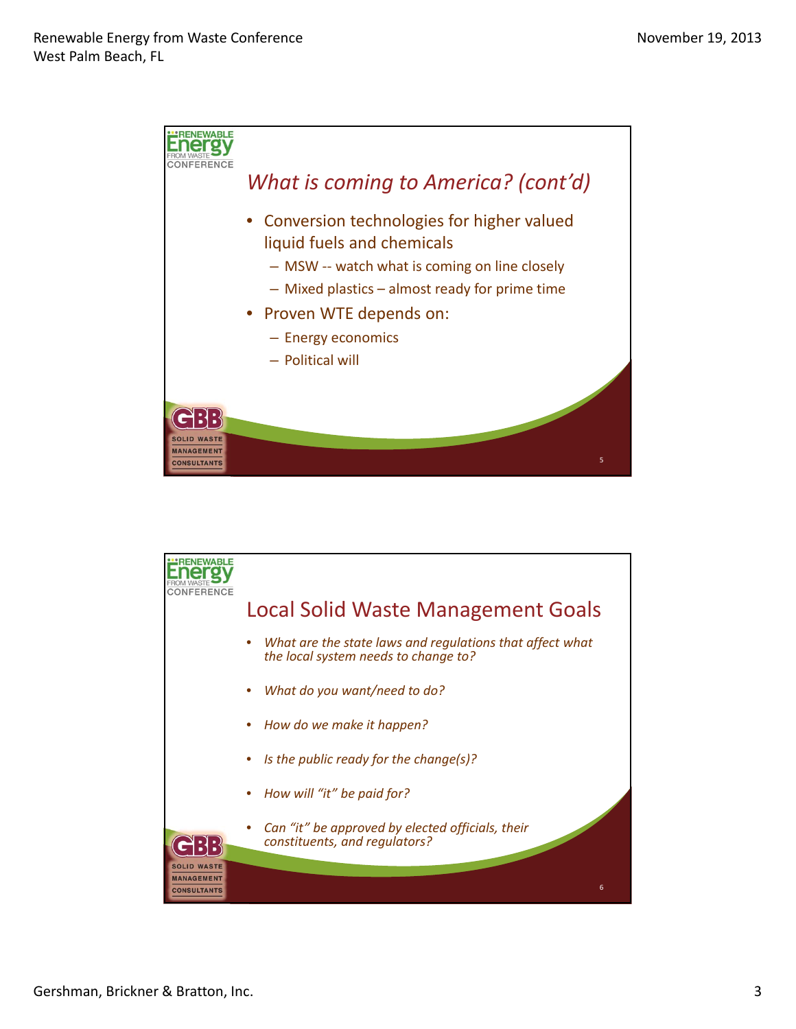## *What is coming to America? (cont'd)*

- Conversion technologies for higher valued liquid fuels and chemicals
  - MSW -- watch what is coming on line closely
  - Mixed plastics – almost ready for prime time
- Proven WTE depends on:
  - Energy economics
  - Political will

## Local Solid Waste Management Goals

- *What are the state laws and regulations that affect what the local system needs to change to?*
- *What do you want/need to do?*
- *How do we make it happen?*
- *Is the public ready for the change(s)?*
- *How will "it" be paid for?*
- *Can "it" be approved by elected officials, their constituents, and regulators?*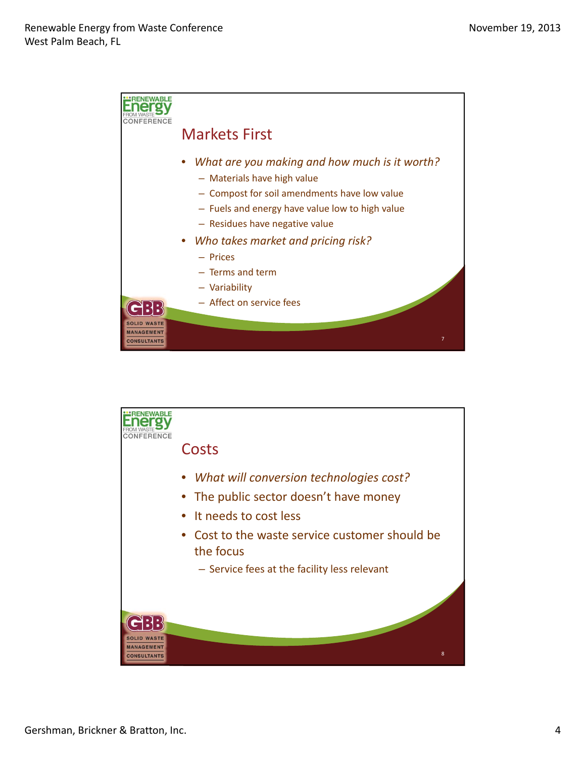## Markets First

- *What are you making and how much is it worth?*
  - Materials have high value
  - Compost for soil amendments have low value
  - Fuels and energy have value low to high value
  - Residues have negative value
- *Who takes market and pricing risk?*
  - Prices
  - Terms and term
  - Variability
  - Affect on service fees

## Costs

- *What will conversion technologies cost?*
- The public sector doesn't have money
- It needs to cost less
- Cost to the waste service customer should be the focus
  - Service fees at the facility less relevant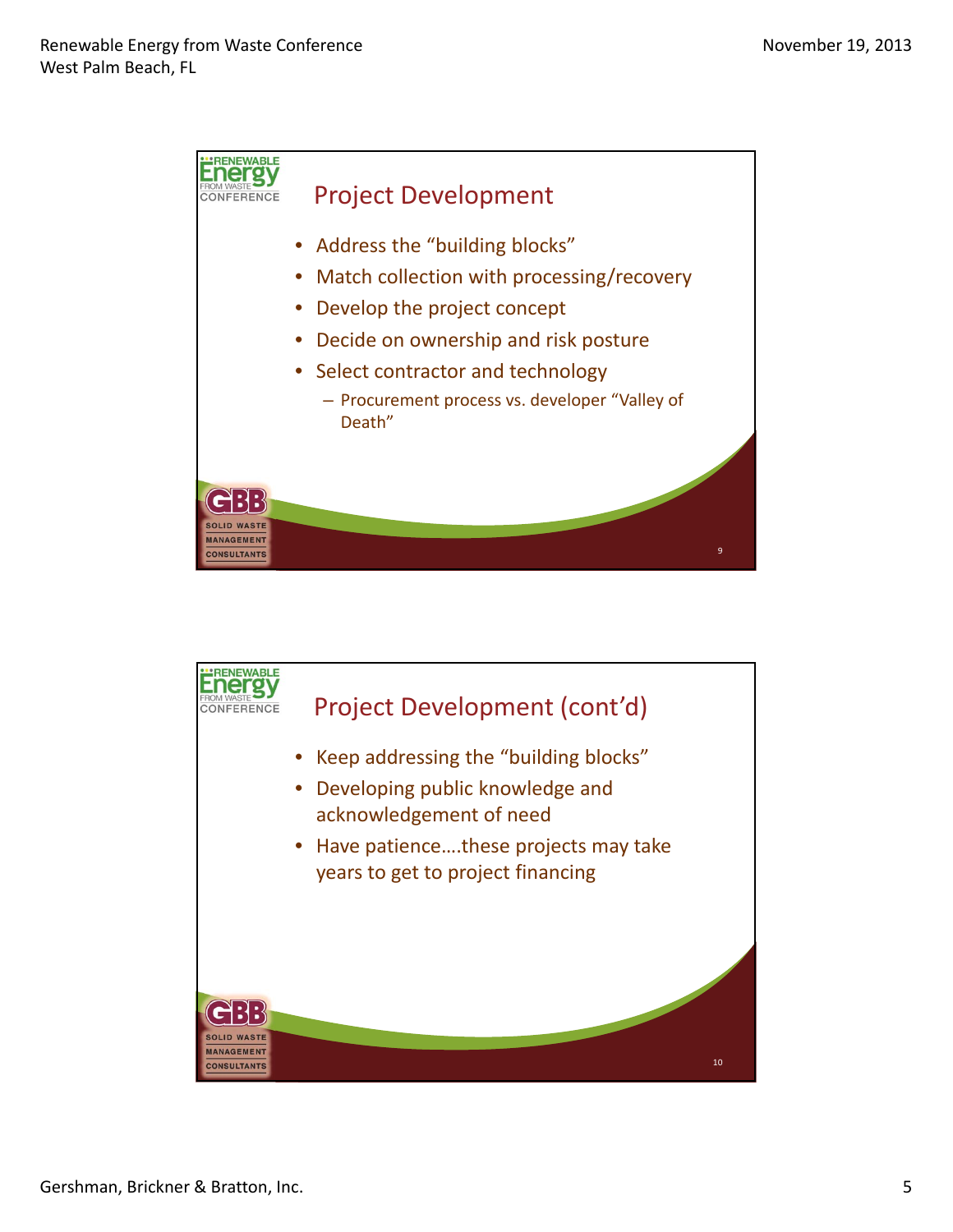## Project Development

- Address the “building blocks”
- Match collection with processing/recovery
- Develop the project concept
- Decide on ownership and risk posture
- Select contractor and technology
  - Procurement process vs. developer “Valley of Death”

## Project Development (cont’d)

- Keep addressing the “building blocks”
- Developing public knowledge and acknowledgement of need
- Have patience….these projects may take years to get to project financing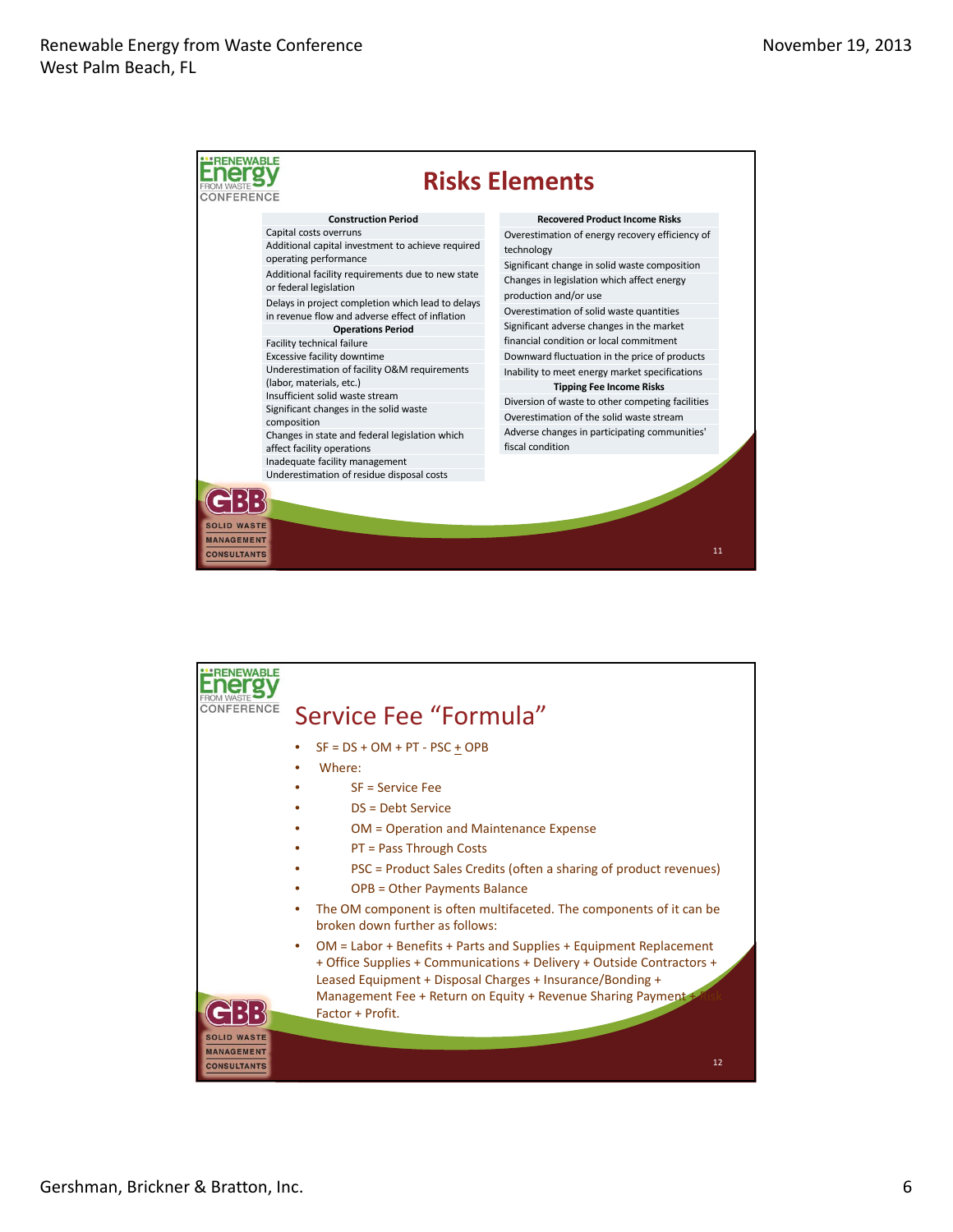## Risks Elements

| Construction Period |
|---|
| Capital costs overruns |
| Additional capital investment to achieve required operating performance |
| Additional facility requirements due to new state or federal legislation |
| Delays in project completion which lead to delays in revenue flow and adverse effect of inflation |
| **Operations Period** |
| Facility technical failure |
| Excessive facility downtime |
| Underestimation of facility O&M requirements (labor, materials, etc.) |
| Insufficient solid waste stream |
| Significant changes in the solid waste composition |
| Changes in state and federal legislation which affect facility operations |
| Inadequate facility management |
| Underestimation of residue disposal costs |

| Recovered Product Income Risks |
|---|
| Overestimation of energy recovery efficiency of technology |
| Significant change in solid waste composition |
| Changes in legislation which affect energy production and/or use |
| Overestimation of solid waste quantities |
| Significant adverse changes in the market financial condition or local commitment |
| Downward fluctuation in the price of products |
| Inability to meet energy market specifications |
| **Tipping Fee Income Risks** |
| Diversion of waste to other competing facilities |
| Overestimation of the solid waste stream |
| Adverse changes in participating communities' fiscal condition |

## Service Fee "Formula"

- SF = DS + OM + PT - PSC ± OPB
- Where:
  - SF = Service Fee
  - DS = Debt Service
  - OM = Operation and Maintenance Expense
  - PT = Pass Through Costs
  - PSC = Product Sales Credits (often a sharing of product revenues)
  - OPB = Other Payments Balance
- The OM component is often multifaceted. The components of it can be broken down further as follows:
- OM = Labor + Benefits + Parts and Supplies + Equipment Replacement + Office Supplies + Communications + Delivery + Outside Contractors + Leased Equipment + Disposal Charges + Insurance/Bonding + Management Fee + Return on Equity + Revenue Sharing Payment + Risk Factor + Profit.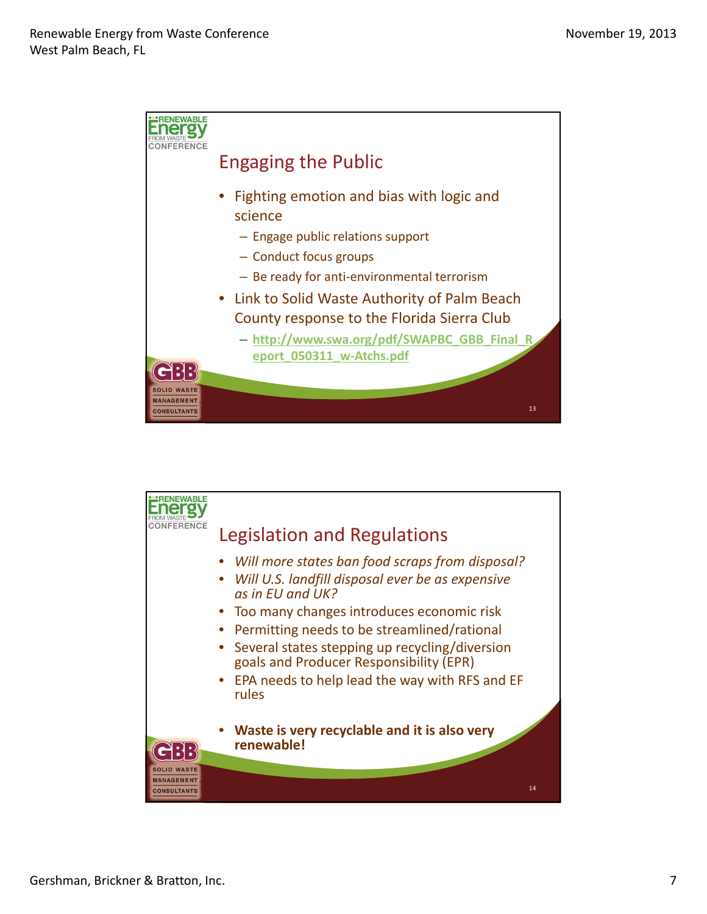## Engaging the Public

- Fighting emotion and bias with logic and science
  - Engage public relations support
  - Conduct focus groups
  - Be ready for anti-environmental terrorism
- Link to Solid Waste Authority of Palm Beach County response to the Florida Sierra Club
  - http://www.swa.org/pdf/SWAPBC_GBB_Final_Report_050311_w-Atchs.pdf

## Legislation and Regulations

- *Will more states ban food scraps from disposal?*
- *Will U.S. landfill disposal ever be as expensive as in EU and UK?*
- Too many changes introduces economic risk
- Permitting needs to be streamlined/rational
- Several states stepping up recycling/diversion goals and Producer Responsibility (EPR)
- EPA needs to help lead the way with RFS and EF rules
- **Waste is very recyclable and it is also very renewable!**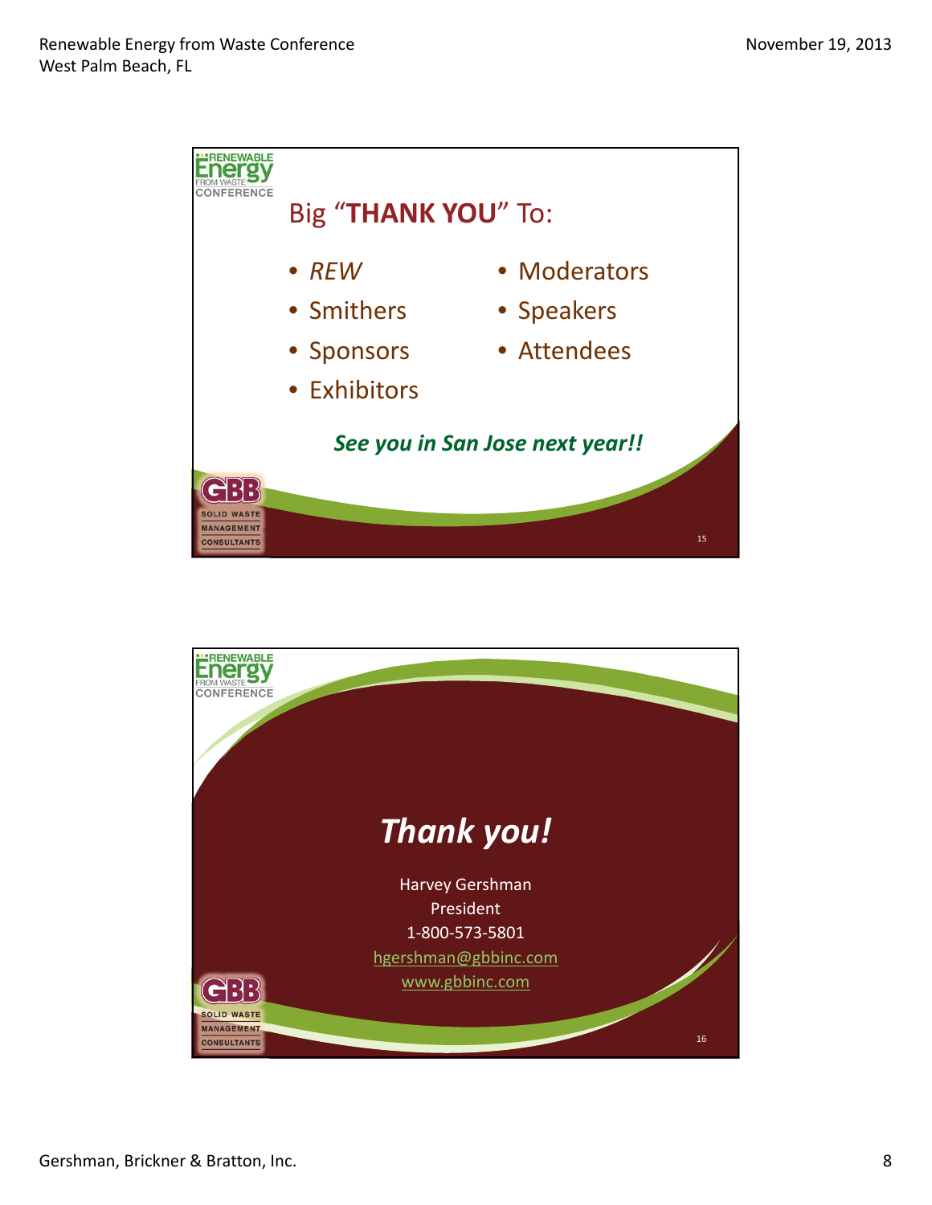## Big "**THANK YOU**" To:

- *REW*
- Smithers
- Sponsors
- Exhibitors
- Moderators
- Speakers
- Attendees

***See you in San Jose next year!!***

# ***Thank you!***

Harvey Gershman
President
1-800-573-5801
hgershman@gbbinc.com
www.gbbinc.com